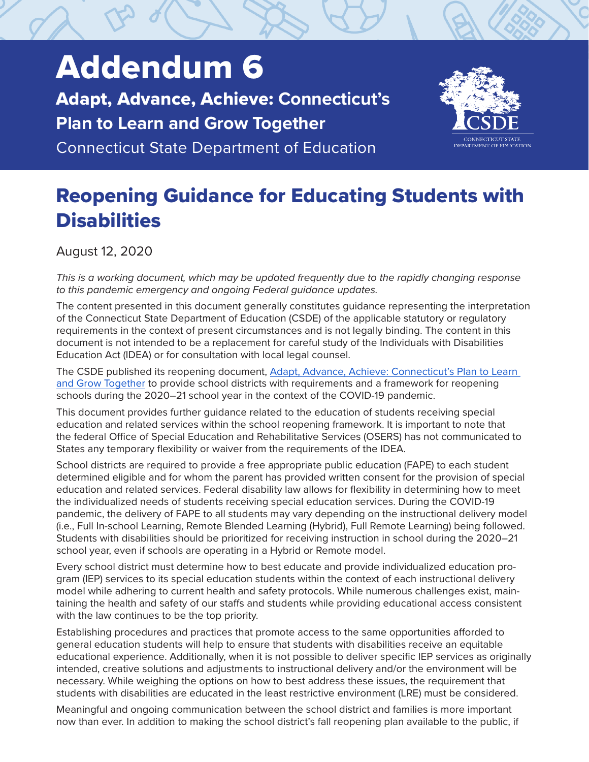# Addendum 6

**Adapt, Advance, Achieve: Connecticut's Plan to Learn and Grow Together**

Connecticut State Department of Education

## Reopening Guidance for Educating Students with Disabilities

August 12, 2020

*This is a working document, which may be updated frequently due to the rapidly changing response to this pandemic emergency and ongoing Federal guidance updates.*

The content presented in this document generally constitutes guidance representing the interpretation of the Connecticut State Department of Education (CSDE) of the applicable statutory or regulatory requirements in the context of present circumstances and is not legally binding. The content in this document is not intended to be a replacement for careful study of the Individuals with Disabilities Education Act (IDEA) or for consultation with local legal counsel.

The CSDE published its reopening document, Adapt, Advance, Achieve: Connecticut's Plan to Learn and Grow Together to provide school districts with requirements and a framework for reopening schools during the 2020–21 school year in the context of the COVID-19 pandemic.

This document provides further guidance related to the education of students receiving special education and related services within the school reopening framework. It is important to note that the federal Office of Special Education and Rehabilitative Services (OSERS) has not communicated to States any temporary flexibility or waiver from the requirements of the IDEA.

School districts are required to provide a free appropriate public education (FAPE) to each student determined eligible and for whom the parent has provided written consent for the provision of special education and related services. Federal disability law allows for flexibility in determining how to meet the individualized needs of students receiving special education services. During the COVID-19 pandemic, the delivery of FAPE to all students may vary depending on the instructional delivery model (i.e., Full In-school Learning, Remote Blended Learning (Hybrid), Full Remote Learning) being followed. Students with disabilities should be prioritized for receiving instruction in school during the 2020–21 school year, even if schools are operating in a Hybrid or Remote model.

Every school district must determine how to best educate and provide individualized education program (IEP) services to its special education students within the context of each instructional delivery model while adhering to current health and safety protocols. While numerous challenges exist, maintaining the health and safety of our staffs and students while providing educational access consistent with the law continues to be the top priority.

Establishing procedures and practices that promote access to the same opportunities afforded to general education students will help to ensure that students with disabilities receive an equitable educational experience. Additionally, when it is not possible to deliver specific IEP services as originally intended, creative solutions and adjustments to instructional delivery and/or the environment will be necessary. While weighing the options on how to best address these issues, the requirement that students with disabilities are educated in the least restrictive environment (LRE) must be considered.

Meaningful and ongoing communication between the school district and families is more important now than ever. In addition to making the school district's fall reopening plan available to the public, if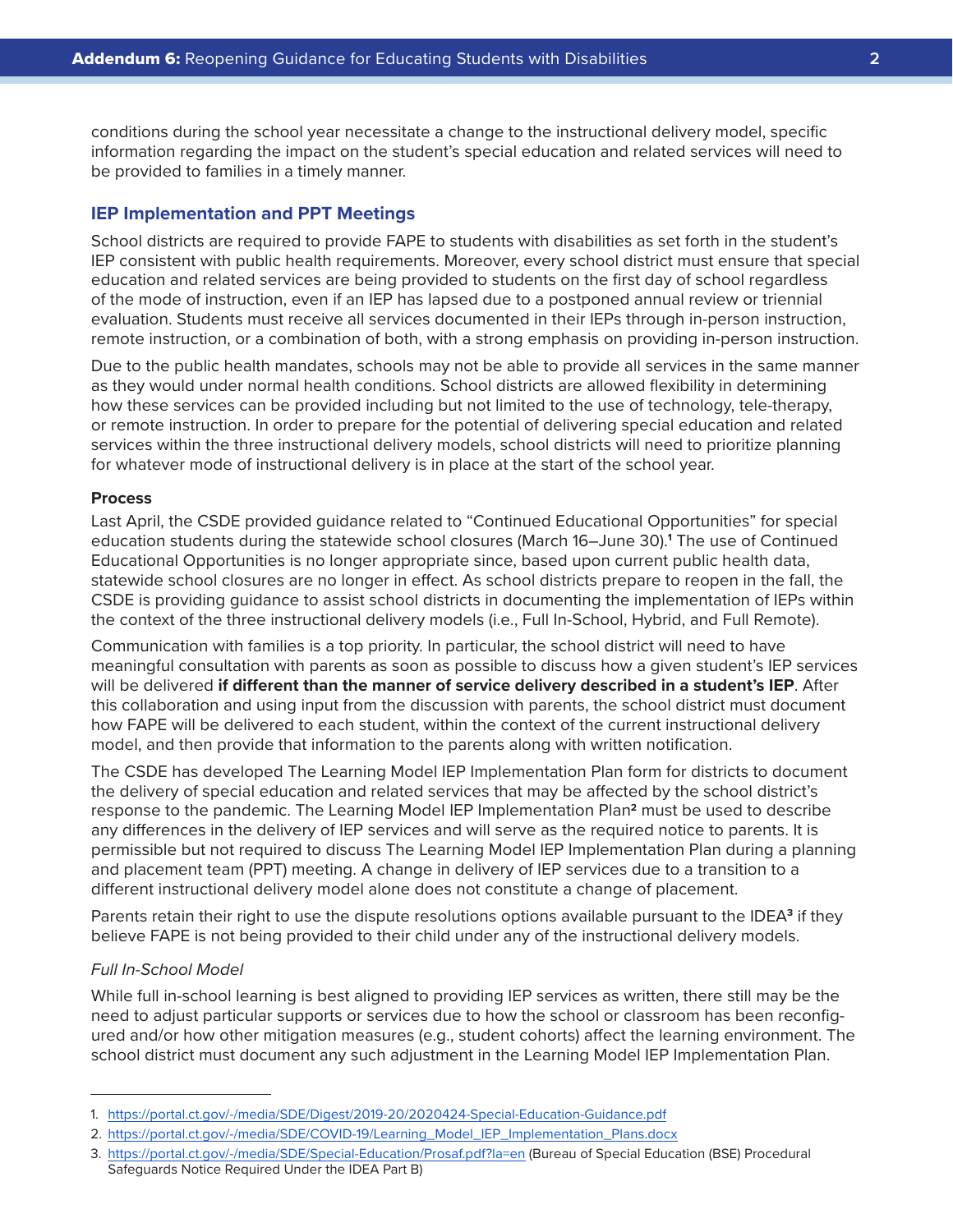conditions during the school year necessitate a change to the instructional delivery model, specific information regarding the impact on the student's special education and related services will need to be provided to families in a timely manner.

## IEP Implementation and PPT Meetings

School districts are required to provide FAPE to students with disabilities as set forth in the student's IEP consistent with public health requirements. Moreover, every school district must ensure that special education and related services are being provided to students on the first day of school regardless of the mode of instruction, even if an IEP has lapsed due to a postponed annual review or triennial evaluation. Students must receive all services documented in their IEPs through in-person instruction, remote instruction, or a combination of both, with a strong emphasis on providing in-person instruction.

Due to the public health mandates, schools may not be able to provide all services in the same manner as they would under normal health conditions. School districts are allowed flexibility in determining how these services can be provided including but not limited to the use of technology, tele-therapy, or remote instruction. In order to prepare for the potential of delivering special education and related services within the three instructional delivery models, school districts will need to prioritize planning for whatever mode of instructional delivery is in place at the start of the school year.

### Process

Last April, the CSDE provided guidance related to "Continued Educational Opportunities" for special education students during the statewide school closures (March 16–June 30).[1] The use of Continued Educational Opportunities is no longer appropriate since, based upon current public health data, statewide school closures are no longer in effect. As school districts prepare to reopen in the fall, the CSDE is providing guidance to assist school districts in documenting the implementation of IEPs within the context of the three instructional delivery models (i.e., Full In-School, Hybrid, and Full Remote).

Communication with families is a top priority. In particular, the school district will need to have meaningful consultation with parents as soon as possible to discuss how a given student's IEP services will be delivered **if different than the manner of service delivery described in a student's IEP**. After this collaboration and using input from the discussion with parents, the school district must document how FAPE will be delivered to each student, within the context of the current instructional delivery model, and then provide that information to the parents along with written notification.

The CSDE has developed The Learning Model IEP Implementation Plan form for districts to document the delivery of special education and related services that may be affected by the school district's response to the pandemic. The Learning Model IEP Implementation Plan[2] must be used to describe any differences in the delivery of IEP services and will serve as the required notice to parents. It is permissible but not required to discuss The Learning Model IEP Implementation Plan during a planning and placement team (PPT) meeting. A change in delivery of IEP services due to a transition to a different instructional delivery model alone does not constitute a change of placement.

Parents retain their right to use the dispute resolutions options available pursuant to the IDEA[3] if they believe FAPE is not being provided to their child under any of the instructional delivery models.

*Full In-School Model*

While full in-school learning is best aligned to providing IEP services as written, there still may be the need to adjust particular supports or services due to how the school or classroom has been reconfigured and/or how other mitigation measures (e.g., student cohorts) affect the learning environment. The school district must document any such adjustment in the Learning Model IEP Implementation Plan.

---

1. https://portal.ct.gov/-/media/SDE/Digest/2019-20/2020424-Special-Education-Guidance.pdf
2. https://portal.ct.gov/-/media/SDE/COVID-19/Learning_Model_IEP_Implementation_Plans.docx
3. https://portal.ct.gov/-/media/SDE/Special-Education/Prosaf.pdf?la=en (Bureau of Special Education (BSE) Procedural Safeguards Notice Required Under the IDEA Part B)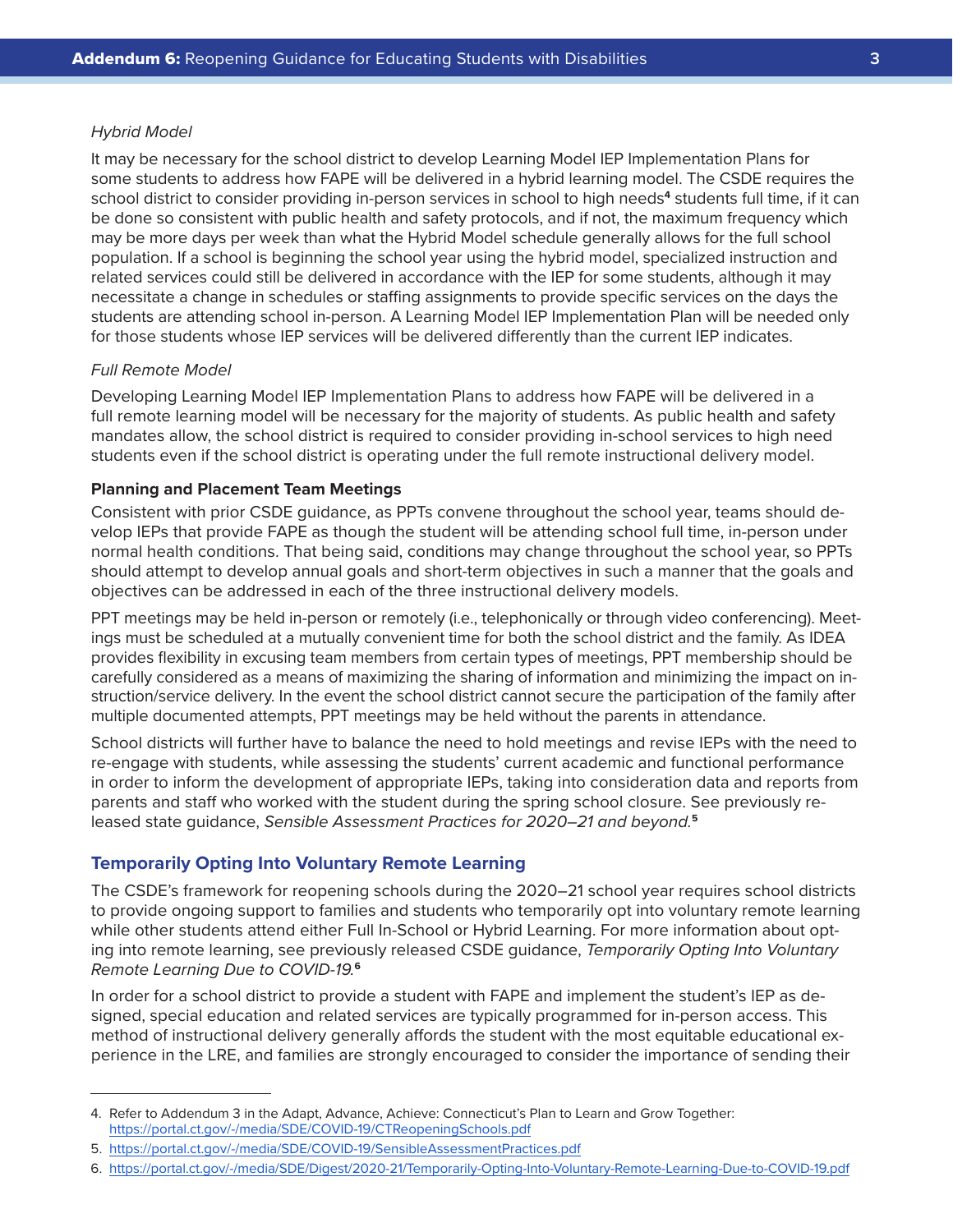*Hybrid Model*

It may be necessary for the school district to develop Learning Model IEP Implementation Plans for some students to address how FAPE will be delivered in a hybrid learning model. The CSDE requires the school district to consider providing in-person services in school to high needs[4] students full time, if it can be done so consistent with public health and safety protocols, and if not, the maximum frequency which may be more days per week than what the Hybrid Model schedule generally allows for the full school population. If a school is beginning the school year using the hybrid model, specialized instruction and related services could still be delivered in accordance with the IEP for some students, although it may necessitate a change in schedules or staffing assignments to provide specific services on the days the students are attending school in-person. A Learning Model IEP Implementation Plan will be needed only for those students whose IEP services will be delivered differently than the current IEP indicates.

*Full Remote Model*

Developing Learning Model IEP Implementation Plans to address how FAPE will be delivered in a full remote learning model will be necessary for the majority of students. As public health and safety mandates allow, the school district is required to consider providing in-school services to high need students even if the school district is operating under the full remote instructional delivery model.

**Planning and Placement Team Meetings**

Consistent with prior CSDE guidance, as PPTs convene throughout the school year, teams should develop IEPs that provide FAPE as though the student will be attending school full time, in-person under normal health conditions. That being said, conditions may change throughout the school year, so PPTs should attempt to develop annual goals and short-term objectives in such a manner that the goals and objectives can be addressed in each of the three instructional delivery models.

PPT meetings may be held in-person or remotely (i.e., telephonically or through video conferencing). Meetings must be scheduled at a mutually convenient time for both the school district and the family. As IDEA provides flexibility in excusing team members from certain types of meetings, PPT membership should be carefully considered as a means of maximizing the sharing of information and minimizing the impact on instruction/service delivery. In the event the school district cannot secure the participation of the family after multiple documented attempts, PPT meetings may be held without the parents in attendance.

School districts will further have to balance the need to hold meetings and revise IEPs with the need to re-engage with students, while assessing the students' current academic and functional performance in order to inform the development of appropriate IEPs, taking into consideration data and reports from parents and staff who worked with the student during the spring school closure. See previously released state guidance, *Sensible Assessment Practices for 2020–21 and beyond.*[5]

## Temporarily Opting Into Voluntary Remote Learning

The CSDE's framework for reopening schools during the 2020–21 school year requires school districts to provide ongoing support to families and students who temporarily opt into voluntary remote learning while other students attend either Full In-School or Hybrid Learning. For more information about opting into remote learning, see previously released CSDE guidance, *Temporarily Opting Into Voluntary Remote Learning Due to COVID-19.*[6]

In order for a school district to provide a student with FAPE and implement the student's IEP as designed, special education and related services are typically programmed for in-person access. This method of instructional delivery generally affords the student with the most equitable educational experience in the LRE, and families are strongly encouraged to consider the importance of sending their

---

4. Refer to Addendum 3 in the Adapt, Advance, Achieve: Connecticut's Plan to Learn and Grow Together: https://portal.ct.gov/-/media/SDE/COVID-19/CTReopeningSchools.pdf

5. https://portal.ct.gov/-/media/SDE/COVID-19/SensibleAssessmentPractices.pdf

6. https://portal.ct.gov/-/media/SDE/Digest/2020-21/Temporarily-Opting-Into-Voluntary-Remote-Learning-Due-to-COVID-19.pdf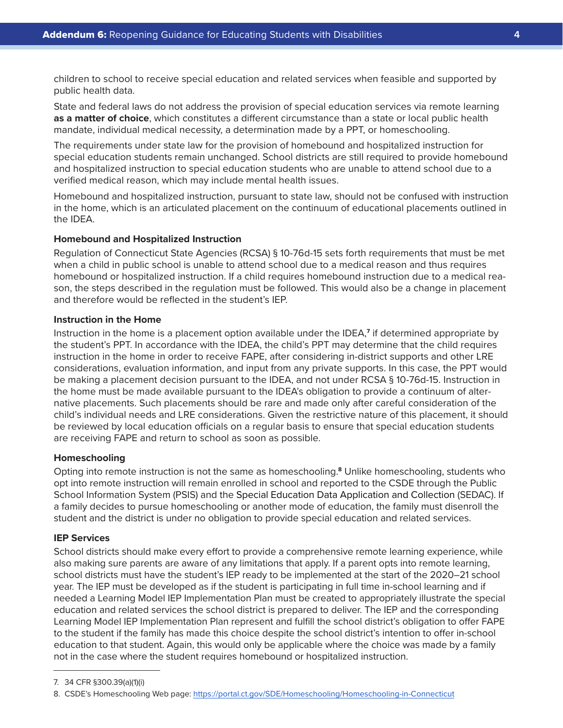children to school to receive special education and related services when feasible and supported by public health data.

State and federal laws do not address the provision of special education services via remote learning **as a matter of choice**, which constitutes a different circumstance than a state or local public health mandate, individual medical necessity, a determination made by a PPT, or homeschooling.

The requirements under state law for the provision of homebound and hospitalized instruction for special education students remain unchanged. School districts are still required to provide homebound and hospitalized instruction to special education students who are unable to attend school due to a verified medical reason, which may include mental health issues.

Homebound and hospitalized instruction, pursuant to state law, should not be confused with instruction in the home, which is an articulated placement on the continuum of educational placements outlined in the IDEA.

### Homebound and Hospitalized Instruction

Regulation of Connecticut State Agencies (RCSA) § 10-76d-15 sets forth requirements that must be met when a child in public school is unable to attend school due to a medical reason and thus requires homebound or hospitalized instruction. If a child requires homebound instruction due to a medical reason, the steps described in the regulation must be followed. This would also be a change in placement and therefore would be reflected in the student's IEP.

### Instruction in the Home

Instruction in the home is a placement option available under the IDEA,[7] if determined appropriate by the student's PPT. In accordance with the IDEA, the child's PPT may determine that the child requires instruction in the home in order to receive FAPE, after considering in-district supports and other LRE considerations, evaluation information, and input from any private supports. In this case, the PPT would be making a placement decision pursuant to the IDEA, and not under RCSA § 10-76d-15. Instruction in the home must be made available pursuant to the IDEA's obligation to provide a continuum of alternative placements. Such placements should be rare and made only after careful consideration of the child's individual needs and LRE considerations. Given the restrictive nature of this placement, it should be reviewed by local education officials on a regular basis to ensure that special education students are receiving FAPE and return to school as soon as possible.

### Homeschooling

Opting into remote instruction is not the same as homeschooling.[8] Unlike homeschooling, students who opt into remote instruction will remain enrolled in school and reported to the CSDE through the Public School Information System (PSIS) and the Special Education Data Application and Collection (SEDAC). If a family decides to pursue homeschooling or another mode of education, the family must disenroll the student and the district is under no obligation to provide special education and related services.

### IEP Services

School districts should make every effort to provide a comprehensive remote learning experience, while also making sure parents are aware of any limitations that apply. If a parent opts into remote learning, school districts must have the student's IEP ready to be implemented at the start of the 2020–21 school year. The IEP must be developed as if the student is participating in full time in-school learning and if needed a Learning Model IEP Implementation Plan must be created to appropriately illustrate the special education and related services the school district is prepared to deliver. The IEP and the corresponding Learning Model IEP Implementation Plan represent and fulfill the school district's obligation to offer FAPE to the student if the family has made this choice despite the school district's intention to offer in-school education to that student. Again, this would only be applicable where the choice was made by a family not in the case where the student requires homebound or hospitalized instruction.

---

7. 34 CFR §300.39(a)(1)(i)
8. CSDE's Homeschooling Web page: https://portal.ct.gov/SDE/Homeschooling/Homeschooling-in-Connecticut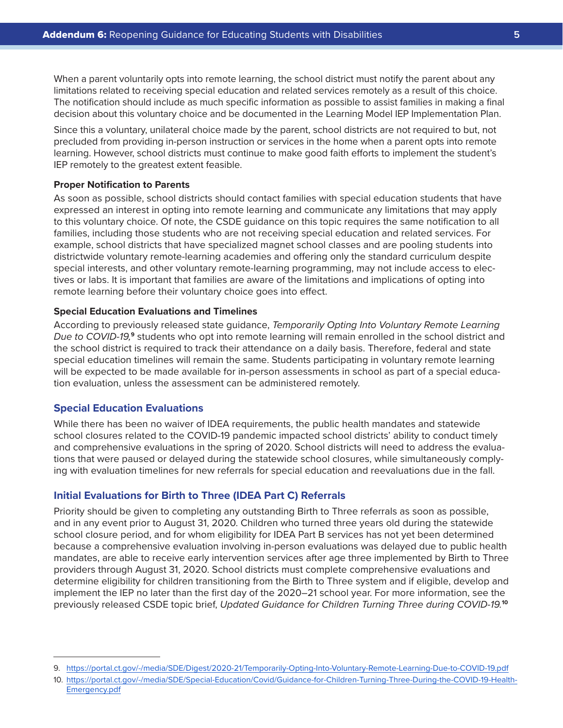When a parent voluntarily opts into remote learning, the school district must notify the parent about any limitations related to receiving special education and related services remotely as a result of this choice. The notification should include as much specific information as possible to assist families in making a final decision about this voluntary choice and be documented in the Learning Model IEP Implementation Plan.

Since this a voluntary, unilateral choice made by the parent, school districts are not required to but, not precluded from providing in-person instruction or services in the home when a parent opts into remote learning. However, school districts must continue to make good faith efforts to implement the student's IEP remotely to the greatest extent feasible.

**Proper Notification to Parents**

As soon as possible, school districts should contact families with special education students that have expressed an interest in opting into remote learning and communicate any limitations that may apply to this voluntary choice. Of note, the CSDE guidance on this topic requires the same notification to all families, including those students who are not receiving special education and related services. For example, school districts that have specialized magnet school classes and are pooling students into districtwide voluntary remote-learning academies and offering only the standard curriculum despite special interests, and other voluntary remote-learning programming, may not include access to electives or labs. It is important that families are aware of the limitations and implications of opting into remote learning before their voluntary choice goes into effect.

**Special Education Evaluations and Timelines**

According to previously released state guidance, *Temporarily Opting Into Voluntary Remote Learning Due to COVID-19,*[9] students who opt into remote learning will remain enrolled in the school district and the school district is required to track their attendance on a daily basis. Therefore, federal and state special education timelines will remain the same. Students participating in voluntary remote learning will be expected to be made available for in-person assessments in school as part of a special education evaluation, unless the assessment can be administered remotely.

## Special Education Evaluations

While there has been no waiver of IDEA requirements, the public health mandates and statewide school closures related to the COVID-19 pandemic impacted school districts' ability to conduct timely and comprehensive evaluations in the spring of 2020. School districts will need to address the evaluations that were paused or delayed during the statewide school closures, while simultaneously complying with evaluation timelines for new referrals for special education and reevaluations due in the fall.

### Initial Evaluations for Birth to Three (IDEA Part C) Referrals

Priority should be given to completing any outstanding Birth to Three referrals as soon as possible, and in any event prior to August 31, 2020. Children who turned three years old during the statewide school closure period, and for whom eligibility for IDEA Part B services has not yet been determined because a comprehensive evaluation involving in-person evaluations was delayed due to public health mandates, are able to receive early intervention services after age three implemented by Birth to Three providers through August 31, 2020. School districts must complete comprehensive evaluations and determine eligibility for children transitioning from the Birth to Three system and if eligible, develop and implement the IEP no later than the first day of the 2020–21 school year. For more information, see the previously released CSDE topic brief, *Updated Guidance for Children Turning Three during COVID-19.*[10]

---

9. https://portal.ct.gov/-/media/SDE/Digest/2020-21/Temporarily-Opting-Into-Voluntary-Remote-Learning-Due-to-COVID-19.pdf
10. https://portal.ct.gov/-/media/SDE/Special-Education/Covid/Guidance-for-Children-Turning-Three-During-the-COVID-19-Health-Emergency.pdf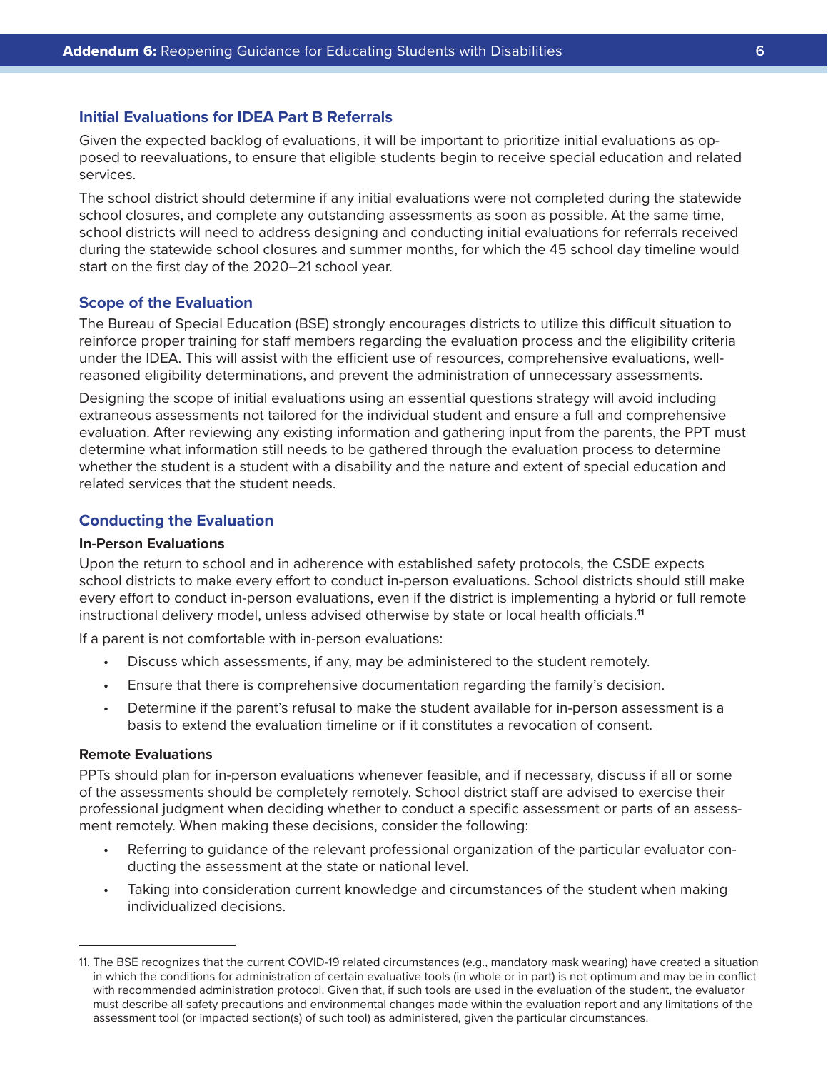## Initial Evaluations for IDEA Part B Referrals

Given the expected backlog of evaluations, it will be important to prioritize initial evaluations as opposed to reevaluations, to ensure that eligible students begin to receive special education and related services.

The school district should determine if any initial evaluations were not completed during the statewide school closures, and complete any outstanding assessments as soon as possible. At the same time, school districts will need to address designing and conducting initial evaluations for referrals received during the statewide school closures and summer months, for which the 45 school day timeline would start on the first day of the 2020–21 school year.

## Scope of the Evaluation

The Bureau of Special Education (BSE) strongly encourages districts to utilize this difficult situation to reinforce proper training for staff members regarding the evaluation process and the eligibility criteria under the IDEA. This will assist with the efficient use of resources, comprehensive evaluations, well-reasoned eligibility determinations, and prevent the administration of unnecessary assessments.

Designing the scope of initial evaluations using an essential questions strategy will avoid including extraneous assessments not tailored for the individual student and ensure a full and comprehensive evaluation. After reviewing any existing information and gathering input from the parents, the PPT must determine what information still needs to be gathered through the evaluation process to determine whether the student is a student with a disability and the nature and extent of special education and related services that the student needs.

## Conducting the Evaluation

### In-Person Evaluations

Upon the return to school and in adherence with established safety protocols, the CSDE expects school districts to make every effort to conduct in-person evaluations. School districts should still make every effort to conduct in-person evaluations, even if the district is implementing a hybrid or full remote instructional delivery model, unless advised otherwise by state or local health officials.[11]

If a parent is not comfortable with in-person evaluations:

- Discuss which assessments, if any, may be administered to the student remotely.
- Ensure that there is comprehensive documentation regarding the family's decision.
- Determine if the parent's refusal to make the student available for in-person assessment is a basis to extend the evaluation timeline or if it constitutes a revocation of consent.

### Remote Evaluations

PPTs should plan for in-person evaluations whenever feasible, and if necessary, discuss if all or some of the assessments should be completely remotely. School district staff are advised to exercise their professional judgment when deciding whether to conduct a specific assessment or parts of an assessment remotely. When making these decisions, consider the following:

- Referring to guidance of the relevant professional organization of the particular evaluator conducting the assessment at the state or national level.
- Taking into consideration current knowledge and circumstances of the student when making individualized decisions.

---

11. The BSE recognizes that the current COVID-19 related circumstances (e.g., mandatory mask wearing) have created a situation in which the conditions for administration of certain evaluative tools (in whole or in part) is not optimum and may be in conflict with recommended administration protocol. Given that, if such tools are used in the evaluation of the student, the evaluator must describe all safety precautions and environmental changes made within the evaluation report and any limitations of the assessment tool (or impacted section(s) of such tool) as administered, given the particular circumstances.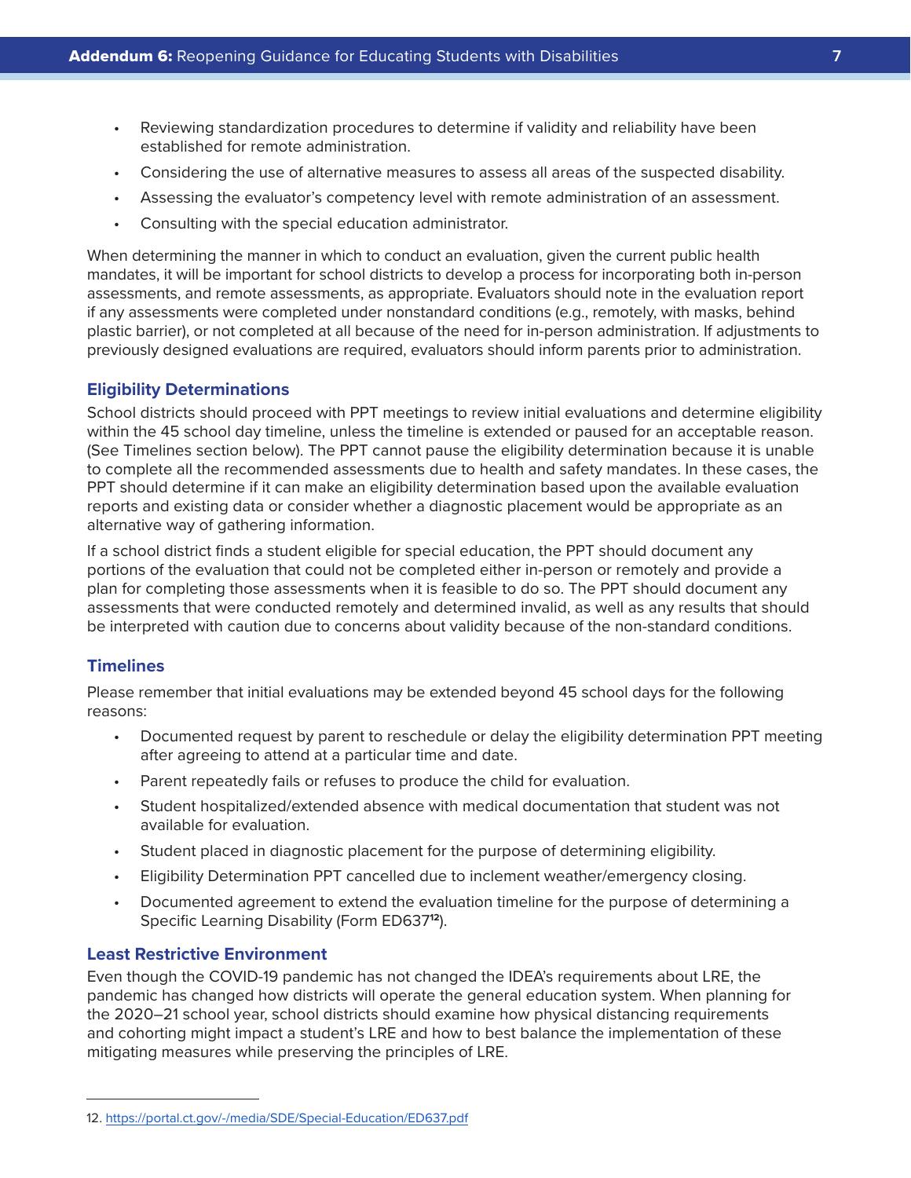- Reviewing standardization procedures to determine if validity and reliability have been established for remote administration.
- Considering the use of alternative measures to assess all areas of the suspected disability.
- Assessing the evaluator's competency level with remote administration of an assessment.
- Consulting with the special education administrator.

When determining the manner in which to conduct an evaluation, given the current public health mandates, it will be important for school districts to develop a process for incorporating both in-person assessments, and remote assessments, as appropriate. Evaluators should note in the evaluation report if any assessments were completed under nonstandard conditions (e.g., remotely, with masks, behind plastic barrier), or not completed at all because of the need for in-person administration. If adjustments to previously designed evaluations are required, evaluators should inform parents prior to administration.

### Eligibility Determinations

School districts should proceed with PPT meetings to review initial evaluations and determine eligibility within the 45 school day timeline, unless the timeline is extended or paused for an acceptable reason. (See Timelines section below). The PPT cannot pause the eligibility determination because it is unable to complete all the recommended assessments due to health and safety mandates. In these cases, the PPT should determine if it can make an eligibility determination based upon the available evaluation reports and existing data or consider whether a diagnostic placement would be appropriate as an alternative way of gathering information.

If a school district finds a student eligible for special education, the PPT should document any portions of the evaluation that could not be completed either in-person or remotely and provide a plan for completing those assessments when it is feasible to do so. The PPT should document any assessments that were conducted remotely and determined invalid, as well as any results that should be interpreted with caution due to concerns about validity because of the non-standard conditions.

### Timelines

Please remember that initial evaluations may be extended beyond 45 school days for the following reasons:

- Documented request by parent to reschedule or delay the eligibility determination PPT meeting after agreeing to attend at a particular time and date.
- Parent repeatedly fails or refuses to produce the child for evaluation.
- Student hospitalized/extended absence with medical documentation that student was not available for evaluation.
- Student placed in diagnostic placement for the purpose of determining eligibility.
- Eligibility Determination PPT cancelled due to inclement weather/emergency closing.
- Documented agreement to extend the evaluation timeline for the purpose of determining a Specific Learning Disability (Form ED637[12]).

### Least Restrictive Environment

Even though the COVID-19 pandemic has not changed the IDEA's requirements about LRE, the pandemic has changed how districts will operate the general education system. When planning for the 2020–21 school year, school districts should examine how physical distancing requirements and cohorting might impact a student's LRE and how to best balance the implementation of these mitigating measures while preserving the principles of LRE.

---

12. https://portal.ct.gov/-/media/SDE/Special-Education/ED637.pdf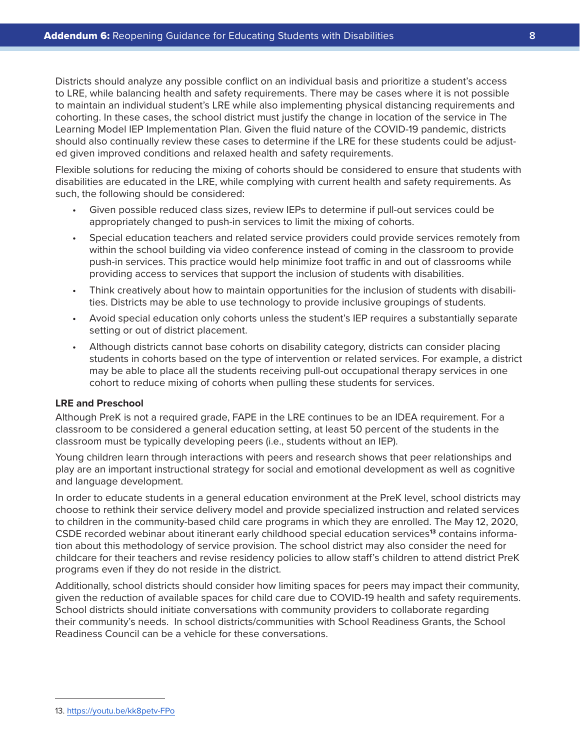Districts should analyze any possible conflict on an individual basis and prioritize a student's access to LRE, while balancing health and safety requirements. There may be cases where it is not possible to maintain an individual student's LRE while also implementing physical distancing requirements and cohorting. In these cases, the school district must justify the change in location of the service in The Learning Model IEP Implementation Plan. Given the fluid nature of the COVID-19 pandemic, districts should also continually review these cases to determine if the LRE for these students could be adjusted given improved conditions and relaxed health and safety requirements.

Flexible solutions for reducing the mixing of cohorts should be considered to ensure that students with disabilities are educated in the LRE, while complying with current health and safety requirements. As such, the following should be considered:

- Given possible reduced class sizes, review IEPs to determine if pull-out services could be appropriately changed to push-in services to limit the mixing of cohorts.
- Special education teachers and related service providers could provide services remotely from within the school building via video conference instead of coming in the classroom to provide push-in services. This practice would help minimize foot traffic in and out of classrooms while providing access to services that support the inclusion of students with disabilities.
- Think creatively about how to maintain opportunities for the inclusion of students with disabilities. Districts may be able to use technology to provide inclusive groupings of students.
- Avoid special education only cohorts unless the student's IEP requires a substantially separate setting or out of district placement.
- Although districts cannot base cohorts on disability category, districts can consider placing students in cohorts based on the type of intervention or related services. For example, a district may be able to place all the students receiving pull-out occupational therapy services in one cohort to reduce mixing of cohorts when pulling these students for services.

### LRE and Preschool

Although PreK is not a required grade, FAPE in the LRE continues to be an IDEA requirement. For a classroom to be considered a general education setting, at least 50 percent of the students in the classroom must be typically developing peers (i.e., students without an IEP).

Young children learn through interactions with peers and research shows that peer relationships and play are an important instructional strategy for social and emotional development as well as cognitive and language development.

In order to educate students in a general education environment at the PreK level, school districts may choose to rethink their service delivery model and provide specialized instruction and related services to children in the community-based child care programs in which they are enrolled. The May 12, 2020, CSDE recorded webinar about itinerant early childhood special education services[13] contains information about this methodology of service provision. The school district may also consider the need for childcare for their teachers and revise residency policies to allow staff's children to attend district PreK programs even if they do not reside in the district.

Additionally, school districts should consider how limiting spaces for peers may impact their community, given the reduction of available spaces for child care due to COVID-19 health and safety requirements. School districts should initiate conversations with community providers to collaborate regarding their community's needs. In school districts/communities with School Readiness Grants, the School Readiness Council can be a vehicle for these conversations.

---

13. https://youtu.be/kk8petv-FPo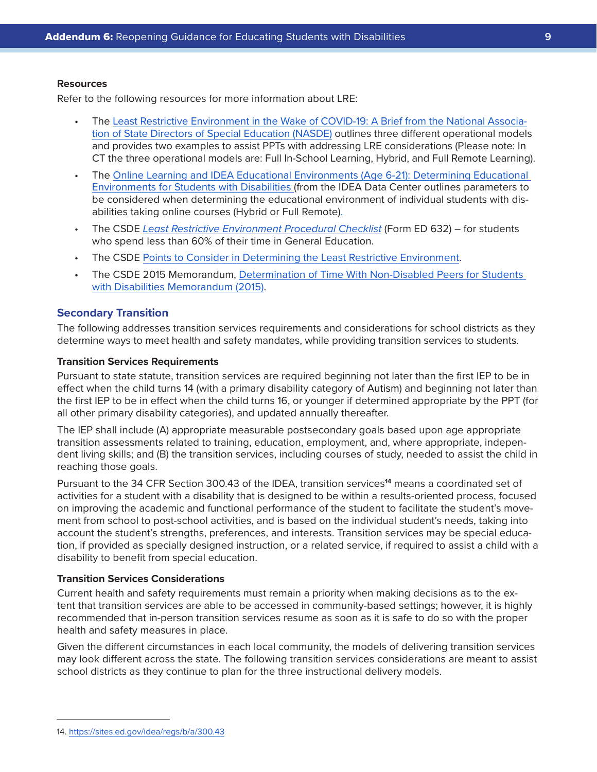**Resources**

Refer to the following resources for more information about LRE:

- The Least Restrictive Environment in the Wake of COVID-19: A Brief from the National Association of State Directors of Special Education (NASDE) outlines three different operational models and provides two examples to assist PPTs with addressing LRE considerations (Please note: In CT the three operational models are: Full In-School Learning, Hybrid, and Full Remote Learning).
- The Online Learning and IDEA Educational Environments (Age 6-21): Determining Educational Environments for Students with Disabilities (from the IDEA Data Center outlines parameters to be considered when determining the educational environment of individual students with disabilities taking online courses (Hybrid or Full Remote).
- The CSDE *Least Restrictive Environment Procedural Checklist* (Form ED 632) – for students who spend less than 60% of their time in General Education.
- The CSDE Points to Consider in Determining the Least Restrictive Environment.
- The CSDE 2015 Memorandum, Determination of Time With Non-Disabled Peers for Students with Disabilities Memorandum (2015).

## Secondary Transition

The following addresses transition services requirements and considerations for school districts as they determine ways to meet health and safety mandates, while providing transition services to students.

**Transition Services Requirements**

Pursuant to state statute, transition services are required beginning not later than the first IEP to be in effect when the child turns 14 (with a primary disability category of Autism) and beginning not later than the first IEP to be in effect when the child turns 16, or younger if determined appropriate by the PPT (for all other primary disability categories), and updated annually thereafter.

The IEP shall include (A) appropriate measurable postsecondary goals based upon age appropriate transition assessments related to training, education, employment, and, where appropriate, independent living skills; and (B) the transition services, including courses of study, needed to assist the child in reaching those goals.

Pursuant to the 34 CFR Section 300.43 of the IDEA, transition services[14] means a coordinated set of activities for a student with a disability that is designed to be within a results-oriented process, focused on improving the academic and functional performance of the student to facilitate the student's movement from school to post-school activities, and is based on the individual student's needs, taking into account the student's strengths, preferences, and interests. Transition services may be special education, if provided as specially designed instruction, or a related service, if required to assist a child with a disability to benefit from special education.

**Transition Services Considerations**

Current health and safety requirements must remain a priority when making decisions as to the extent that transition services are able to be accessed in community-based settings; however, it is highly recommended that in-person transition services resume as soon as it is safe to do so with the proper health and safety measures in place.

Given the different circumstances in each local community, the models of delivering transition services may look different across the state. The following transition services considerations are meant to assist school districts as they continue to plan for the three instructional delivery models.

---

14. https://sites.ed.gov/idea/regs/b/a/300.43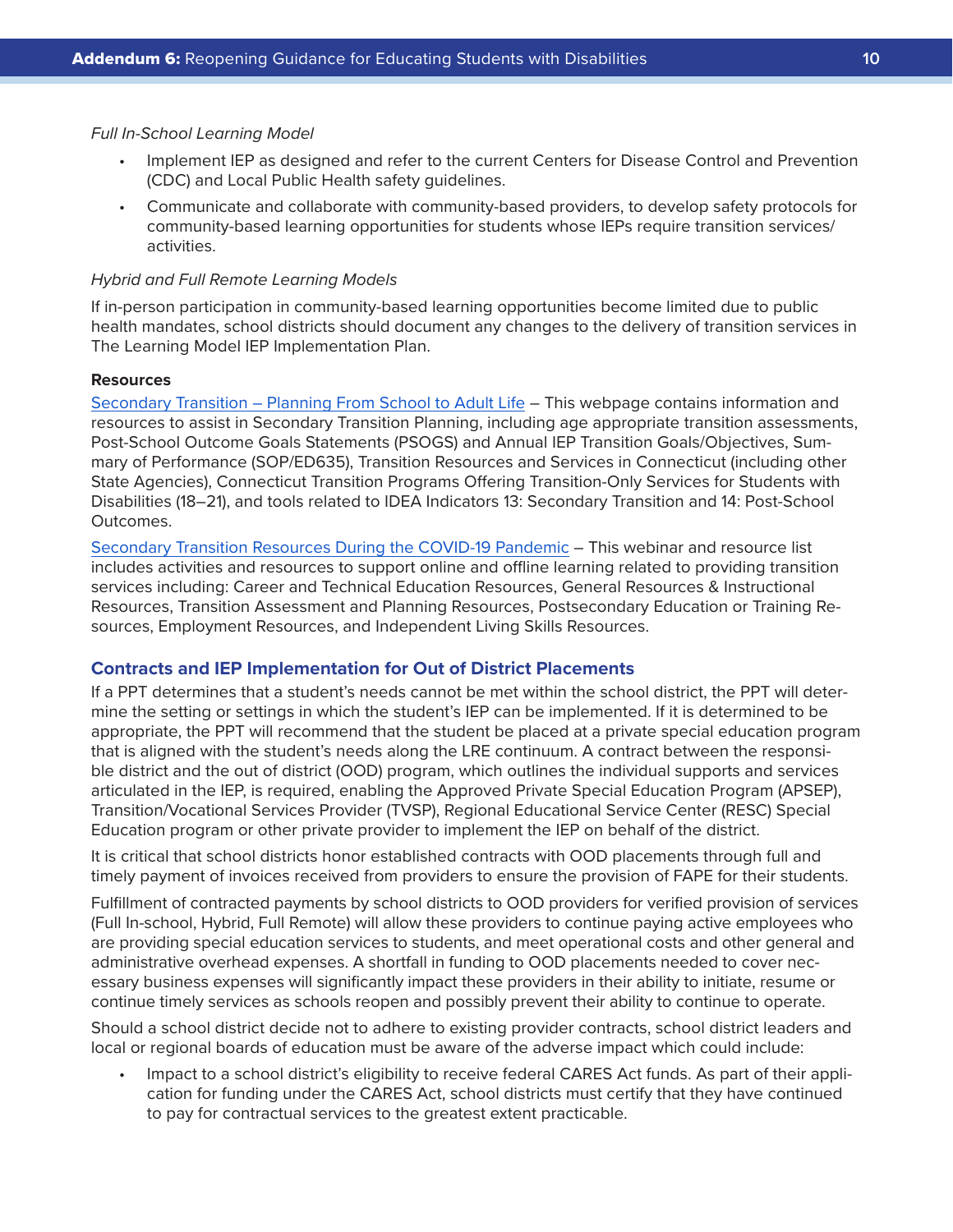*Full In-School Learning Model*

- Implement IEP as designed and refer to the current Centers for Disease Control and Prevention (CDC) and Local Public Health safety guidelines.
- Communicate and collaborate with community-based providers, to develop safety protocols for community-based learning opportunities for students whose IEPs require transition services/activities.

*Hybrid and Full Remote Learning Models*

If in-person participation in community-based learning opportunities become limited due to public health mandates, school districts should document any changes to the delivery of transition services in The Learning Model IEP Implementation Plan.

**Resources**

Secondary Transition – Planning From School to Adult Life – This webpage contains information and resources to assist in Secondary Transition Planning, including age appropriate transition assessments, Post-School Outcome Goals Statements (PSOGS) and Annual IEP Transition Goals/Objectives, Summary of Performance (SOP/ED635), Transition Resources and Services in Connecticut (including other State Agencies), Connecticut Transition Programs Offering Transition-Only Services for Students with Disabilities (18–21), and tools related to IDEA Indicators 13: Secondary Transition and 14: Post-School Outcomes.

Secondary Transition Resources During the COVID-19 Pandemic – This webinar and resource list includes activities and resources to support online and offline learning related to providing transition services including: Career and Technical Education Resources, General Resources & Instructional Resources, Transition Assessment and Planning Resources, Postsecondary Education or Training Resources, Employment Resources, and Independent Living Skills Resources.

## Contracts and IEP Implementation for Out of District Placements

If a PPT determines that a student's needs cannot be met within the school district, the PPT will determine the setting or settings in which the student's IEP can be implemented. If it is determined to be appropriate, the PPT will recommend that the student be placed at a private special education program that is aligned with the student's needs along the LRE continuum. A contract between the responsible district and the out of district (OOD) program, which outlines the individual supports and services articulated in the IEP, is required, enabling the Approved Private Special Education Program (APSEP), Transition/Vocational Services Provider (TVSP), Regional Educational Service Center (RESC) Special Education program or other private provider to implement the IEP on behalf of the district.

It is critical that school districts honor established contracts with OOD placements through full and timely payment of invoices received from providers to ensure the provision of FAPE for their students.

Fulfillment of contracted payments by school districts to OOD providers for verified provision of services (Full In-school, Hybrid, Full Remote) will allow these providers to continue paying active employees who are providing special education services to students, and meet operational costs and other general and administrative overhead expenses. A shortfall in funding to OOD placements needed to cover necessary business expenses will significantly impact these providers in their ability to initiate, resume or continue timely services as schools reopen and possibly prevent their ability to continue to operate.

Should a school district decide not to adhere to existing provider contracts, school district leaders and local or regional boards of education must be aware of the adverse impact which could include:

- Impact to a school district's eligibility to receive federal CARES Act funds. As part of their application for funding under the CARES Act, school districts must certify that they have continued to pay for contractual services to the greatest extent practicable.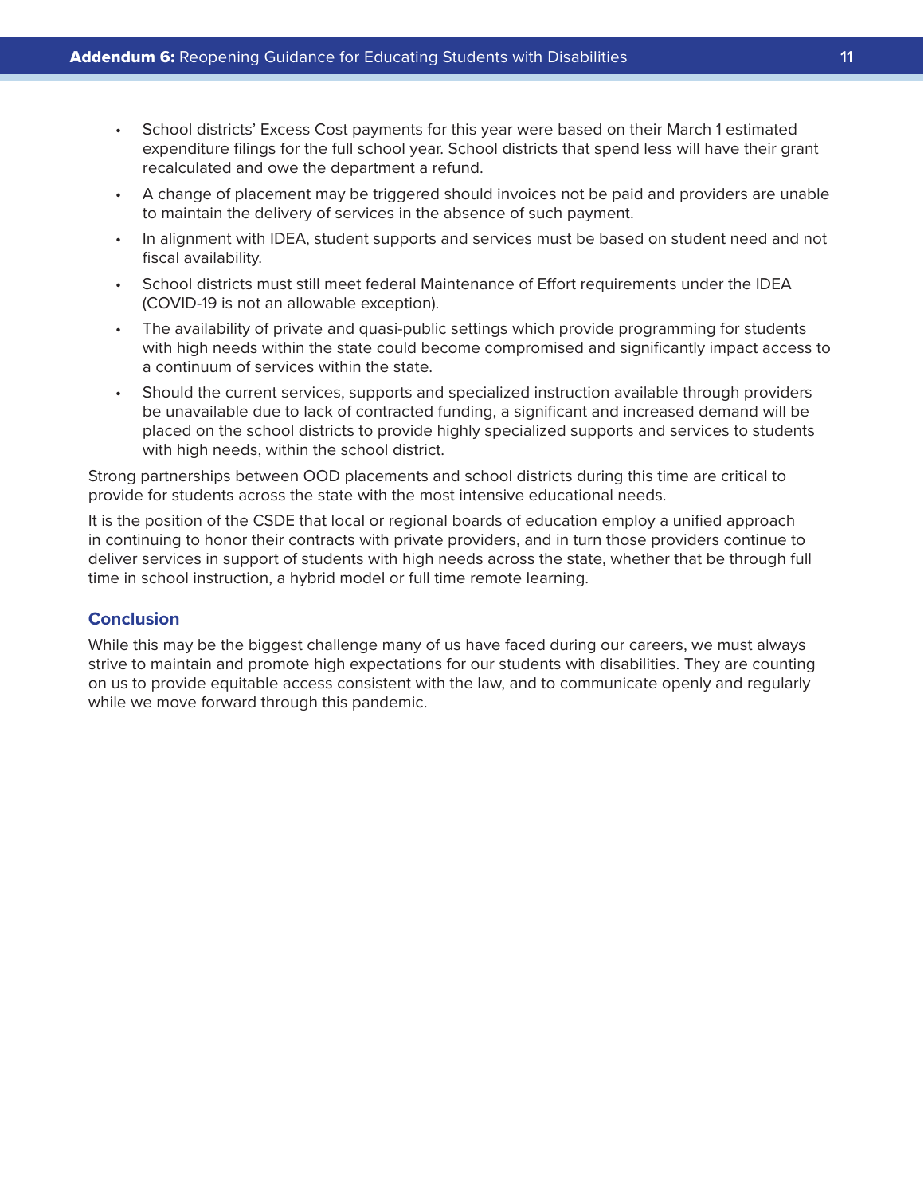- School districts' Excess Cost payments for this year were based on their March 1 estimated expenditure filings for the full school year. School districts that spend less will have their grant recalculated and owe the department a refund.
- A change of placement may be triggered should invoices not be paid and providers are unable to maintain the delivery of services in the absence of such payment.
- In alignment with IDEA, student supports and services must be based on student need and not fiscal availability.
- School districts must still meet federal Maintenance of Effort requirements under the IDEA (COVID-19 is not an allowable exception).
- The availability of private and quasi-public settings which provide programming for students with high needs within the state could become compromised and significantly impact access to a continuum of services within the state.
- Should the current services, supports and specialized instruction available through providers be unavailable due to lack of contracted funding, a significant and increased demand will be placed on the school districts to provide highly specialized supports and services to students with high needs, within the school district.

Strong partnerships between OOD placements and school districts during this time are critical to provide for students across the state with the most intensive educational needs.

It is the position of the CSDE that local or regional boards of education employ a unified approach in continuing to honor their contracts with private providers, and in turn those providers continue to deliver services in support of students with high needs across the state, whether that be through full time in school instruction, a hybrid model or full time remote learning.

## Conclusion

While this may be the biggest challenge many of us have faced during our careers, we must always strive to maintain and promote high expectations for our students with disabilities. They are counting on us to provide equitable access consistent with the law, and to communicate openly and regularly while we move forward through this pandemic.